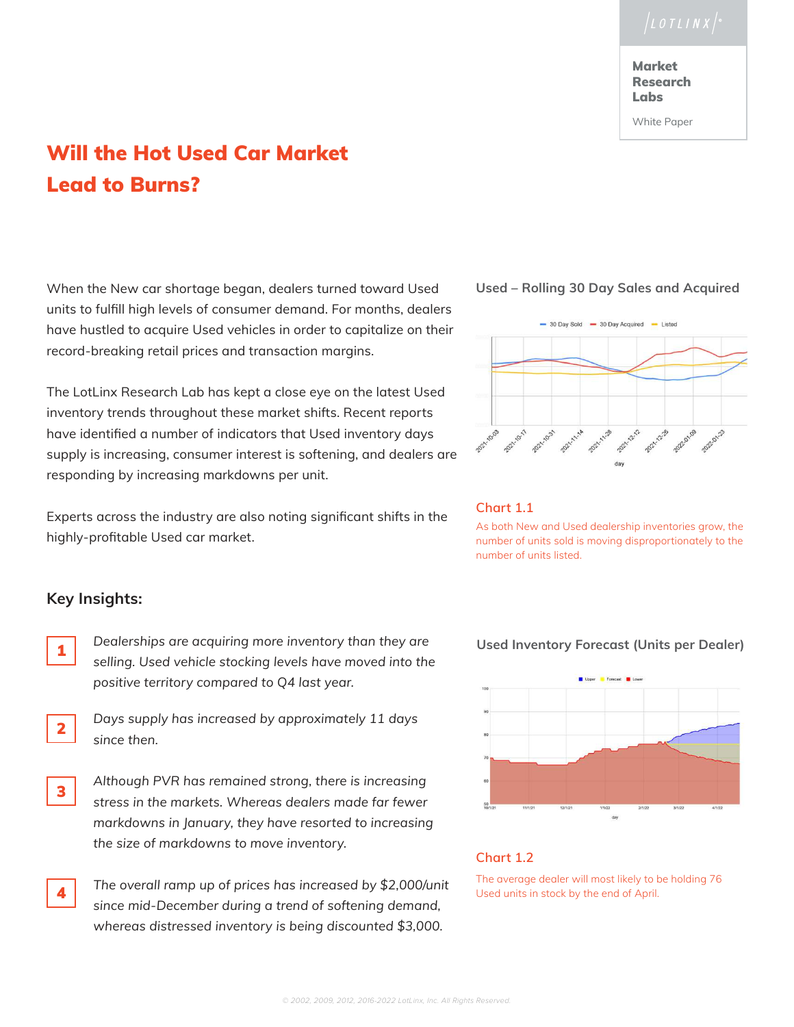LOTLINX

**Market Research Labs**

White Paper

# Will the Hot Used Car Market Lead to Burns?

When the New car shortage began, dealers turned toward Used units to fulfill high levels of consumer demand. For months, dealers have hustled to acquire Used vehicles in order to capitalize on their record-breaking retail prices and transaction margins.

The LotLinx Research Lab has kept a close eye on the latest Used inventory trends throughout these market shifts. Recent reports have identified a number of indicators that Used inventory days supply is increasing, consumer interest is softening, and dealers are responding by increasing markdowns per unit.

Experts across the industry are also noting significant shifts in the highly-profitable Used car market.

### Used – Rolling 30 Day Sales and Acquired

Chart 1.1

As both New and Used dealership inventories grow, the number of units sold is moving disproportionately to the number of units listed.

## Key Insights:

1. *Dealerships are acquiring more inventory than they are selling. Used vehicle stocking levels have moved into the positive territory compared to Q4 last year.*

2. *Days supply has increased by approximately 11 days since then.*

3. *Although PVR has remained strong, there is increasing stress in the markets. Whereas dealers made far fewer markdowns in January, they have resorted to increasing the size of markdowns to move inventory.*

4. *The overall ramp up of prices has increased by $2,000/unit since mid-December during a trend of softening demand, whereas distressed inventory is being discounted $3,000.*

### Used Inventory Forecast (Units per Dealer)

Chart 1.2

The average dealer will most likely to be holding 76 Used units in stock by the end of April.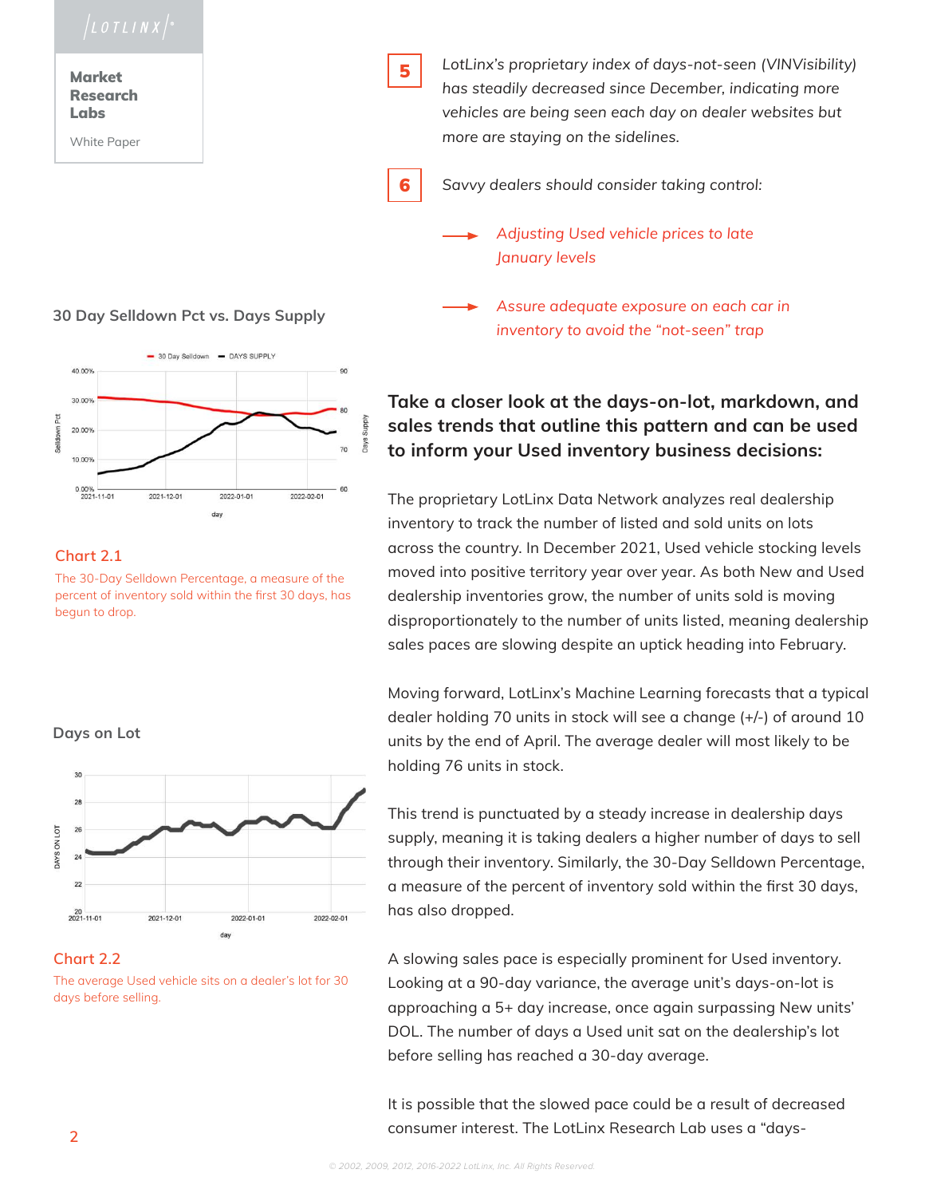**Market Research Labs**

White Paper

5 LotLinx's proprietary index of days-not-seen (VINVisibility) has steadily decreased since December, indicating more vehicles are being seen each day on dealer websites but more are staying on the sidelines.

6 Savvy dealers should consider taking control:

- *Adjusting Used vehicle prices to late January levels*
- *Assure adequate exposure on each car in inventory to avoid the "not-seen" trap*

### 30 Day Selldown Pct vs. Days Supply

Chart 2.1

The 30-Day Selldown Percentage, a measure of the percent of inventory sold within the first 30 days, has begun to drop.

### Days on Lot

Chart 2.2

The average Used vehicle sits on a dealer's lot for 30 days before selling.

## Take a closer look at the days-on-lot, markdown, and sales trends that outline this pattern and can be used to inform your Used inventory business decisions:

The proprietary LotLinx Data Network analyzes real dealership inventory to track the number of listed and sold units on lots across the country. In December 2021, Used vehicle stocking levels moved into positive territory year over year. As both New and Used dealership inventories grow, the number of units sold is moving disproportionately to the number of units listed, meaning dealership sales paces are slowing despite an uptick heading into February.

Moving forward, LotLinx's Machine Learning forecasts that a typical dealer holding 70 units in stock will see a change (+/-) of around 10 units by the end of April. The average dealer will most likely to be holding 76 units in stock.

This trend is punctuated by a steady increase in dealership days supply, meaning it is taking dealers a higher number of days to sell through their inventory. Similarly, the 30-Day Selldown Percentage, a measure of the percent of inventory sold within the first 30 days, has also dropped.

A slowing sales pace is especially prominent for Used inventory. Looking at a 90-day variance, the average unit's days-on-lot is approaching a 5+ day increase, once again surpassing New units' DOL. The number of days a Used unit sat on the dealership's lot before selling has reached a 30-day average.

It is possible that the slowed pace could be a result of decreased consumer interest. The LotLinx Research Lab uses a "days-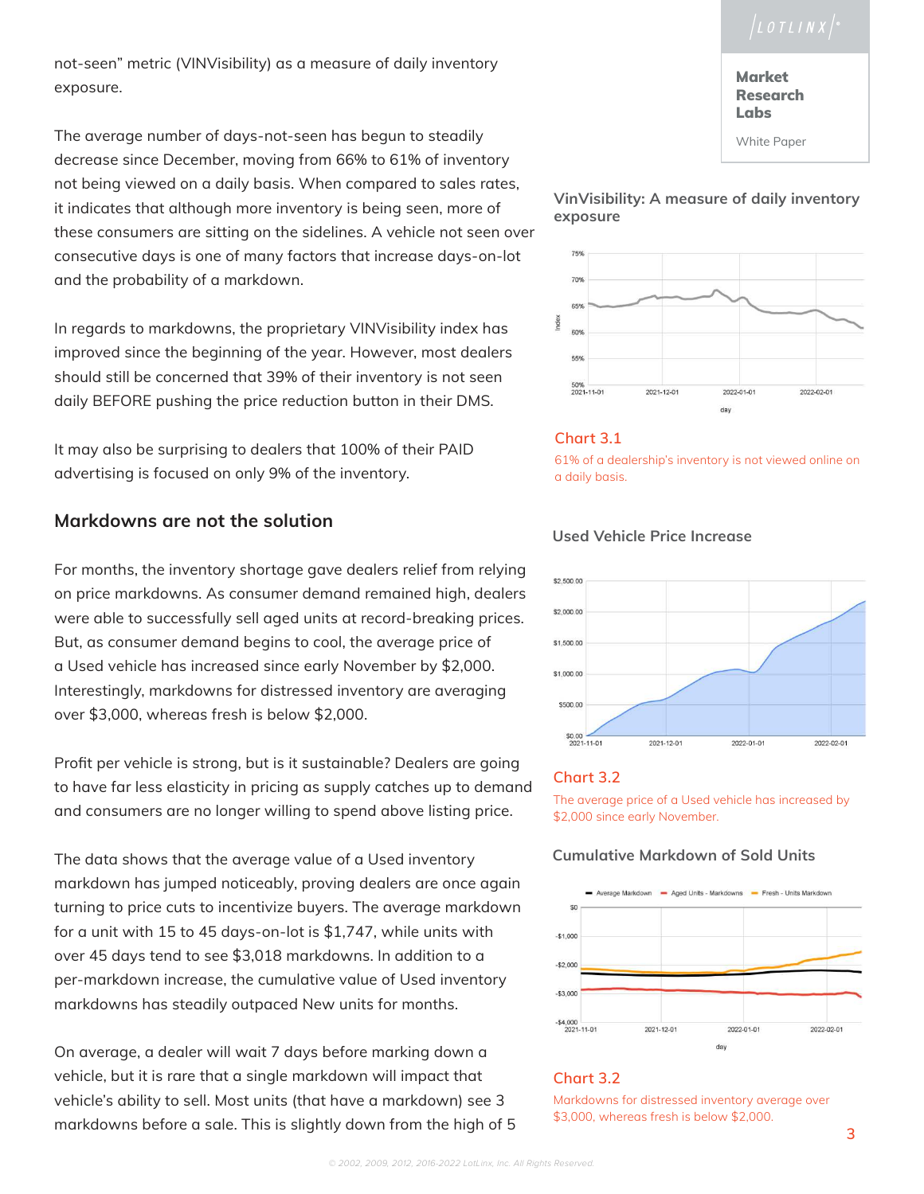not-seen" metric (VINVisibility) as a measure of daily inventory exposure.

The average number of days-not-seen has begun to steadily decrease since December, moving from 66% to 61% of inventory not being viewed on a daily basis. When compared to sales rates, it indicates that although more inventory is being seen, more of these consumers are sitting on the sidelines. A vehicle not seen over consecutive days is one of many factors that increase days-on-lot and the probability of a markdown.

In regards to markdowns, the proprietary VINVisibility index has improved since the beginning of the year. However, most dealers should still be concerned that 39% of their inventory is not seen daily BEFORE pushing the price reduction button in their DMS.

It may also be surprising to dealers that 100% of their PAID advertising is focused on only 9% of the inventory.

## Markdowns are not the solution

For months, the inventory shortage gave dealers relief from relying on price markdowns. As consumer demand remained high, dealers were able to successfully sell aged units at record-breaking prices. But, as consumer demand begins to cool, the average price of a Used vehicle has increased since early November by $2,000. Interestingly, markdowns for distressed inventory are averaging over $3,000, whereas fresh is below $2,000.

Profit per vehicle is strong, but is it sustainable? Dealers are going to have far less elasticity in pricing as supply catches up to demand and consumers are no longer willing to spend above listing price.

The data shows that the average value of a Used inventory markdown has jumped noticeably, proving dealers are once again turning to price cuts to incentivize buyers. The average markdown for a unit with 15 to 45 days-on-lot is $1,747, while units with over 45 days tend to see $3,018 markdowns. In addition to a per-markdown increase, the cumulative value of Used inventory markdowns has steadily outpaced New units for months.

On average, a dealer will wait 7 days before marking down a vehicle, but it is rare that a single markdown will impact that vehicle's ability to sell. Most units (that have a markdown) see 3 markdowns before a sale. This is slightly down from the high of 5

**VinVisibility: A measure of daily inventory exposure**

Chart 3.1

61% of a dealership's inventory is not viewed online on a daily basis.

**Used Vehicle Price Increase**

Chart 3.2

The average price of a Used vehicle has increased by $2,000 since early November.

**Cumulative Markdown of Sold Units**

Chart 3.2

Markdowns for distressed inventory average over $3,000, whereas fresh is below $2,000.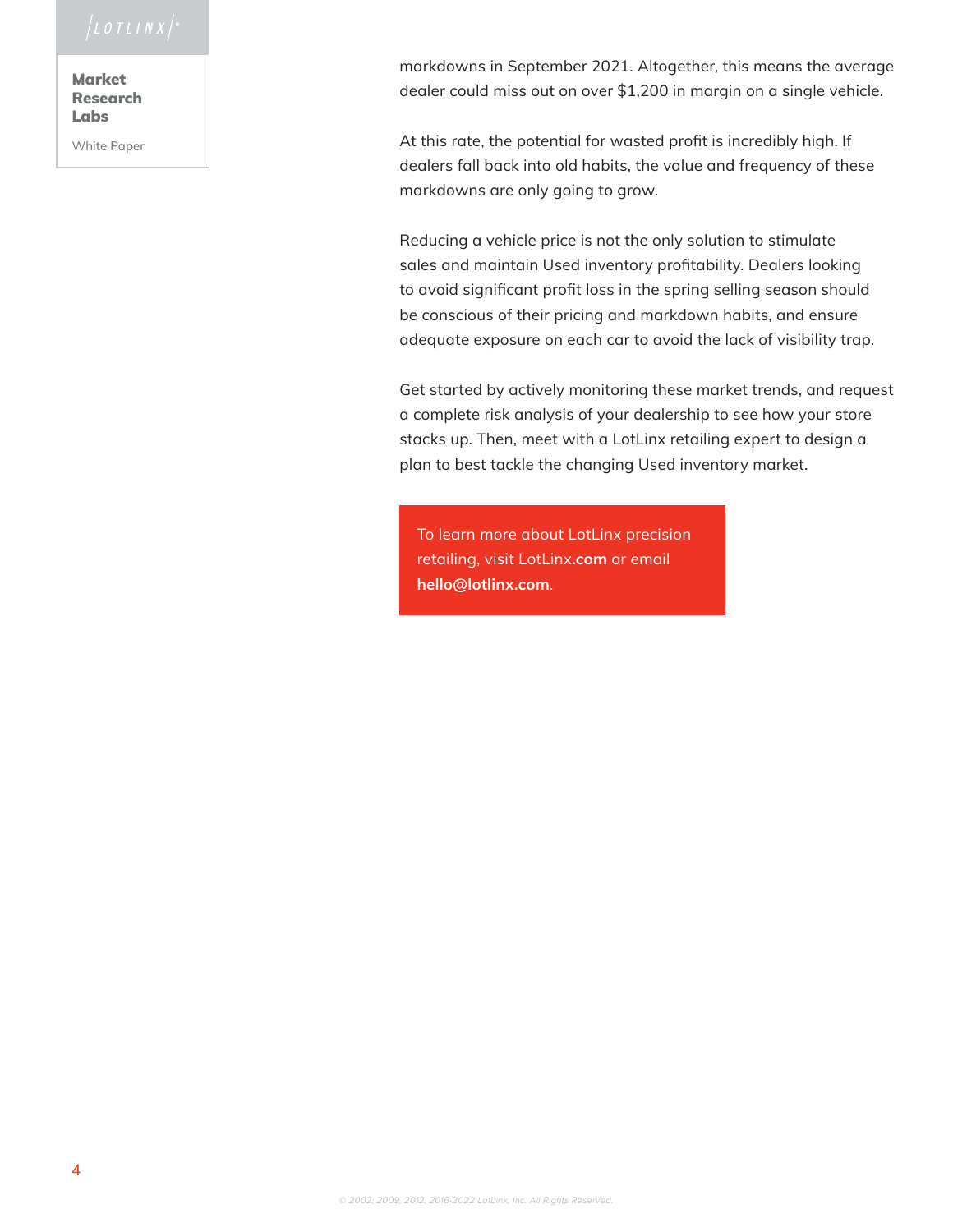markdowns in September 2021. Altogether, this means the average dealer could miss out on over $1,200 in margin on a single vehicle.

At this rate, the potential for wasted profit is incredibly high. If dealers fall back into old habits, the value and frequency of these markdowns are only going to grow.

Reducing a vehicle price is not the only solution to stimulate sales and maintain Used inventory profitability. Dealers looking to avoid significant profit loss in the spring selling season should be conscious of their pricing and markdown habits, and ensure adequate exposure on each car to avoid the lack of visibility trap.

Get started by actively monitoring these market trends, and request a complete risk analysis of your dealership to see how your store stacks up. Then, meet with a LotLinx retailing expert to design a plan to best tackle the changing Used inventory market.

To learn more about LotLinx precision retailing, visit LotLinx**.com** or email **hello@lotlinx.com**.